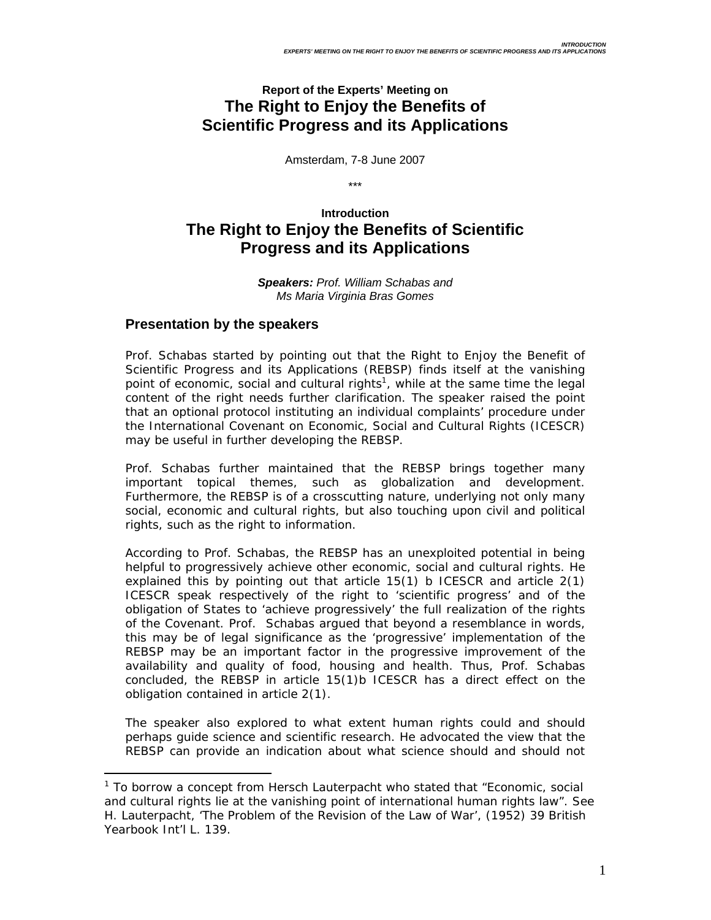### Report of the Experts' Meeting on

# The Right to Enjoy the Benefits of Scientific Progress and its Applications

Amsterdam, 7-8 June 2007

\*\*\*

### Introduction

# The Right to Enjoy the Benefits of Scientific Progress and its Applications

***Speakers:** Prof. William Schabas and Ms Maria Virginia Bras Gomes*

## Presentation by the speakers

Prof. Schabas started by pointing out that the Right to Enjoy the Benefit of Scientific Progress and its Applications (REBSP) finds itself at the vanishing point of economic, social and cultural rights[1], while at the same time the legal content of the right needs further clarification. The speaker raised the point that an optional protocol instituting an individual complaints' procedure under the International Covenant on Economic, Social and Cultural Rights (ICESCR) may be useful in further developing the REBSP.

Prof. Schabas further maintained that the REBSP brings together many important topical themes, such as globalization and development. Furthermore, the REBSP is of a crosscutting nature, underlying not only many social, economic and cultural rights, but also touching upon civil and political rights, such as the right to information.

According to Prof. Schabas, the REBSP has an unexploited potential in being helpful to progressively achieve other economic, social and cultural rights. He explained this by pointing out that article 15(1) b ICESCR and article 2(1) ICESCR speak respectively of the right to 'scientific progress' and of the obligation of States to 'achieve progressively' the full realization of the rights of the Covenant. Prof. Schabas argued that beyond a resemblance in words, this may be of legal significance as the 'progressive' implementation of the REBSP may be an important factor in the progressive improvement of the availability and quality of food, housing and health. Thus, Prof. Schabas concluded, the REBSP in article 15(1)b ICESCR has a direct effect on the obligation contained in article 2(1).

The speaker also explored to what extent human rights could and should perhaps guide science and scientific research. He advocated the view that the REBSP can provide an indication about what science should and should not

---

[1] To borrow a concept from Hersch Lauterpacht who stated that "Economic, social and cultural rights lie at the vanishing point of international human rights law". See H. Lauterpacht, 'The Problem of the Revision of the Law of War', (1952) 39 British Yearbook Int'l L. 139.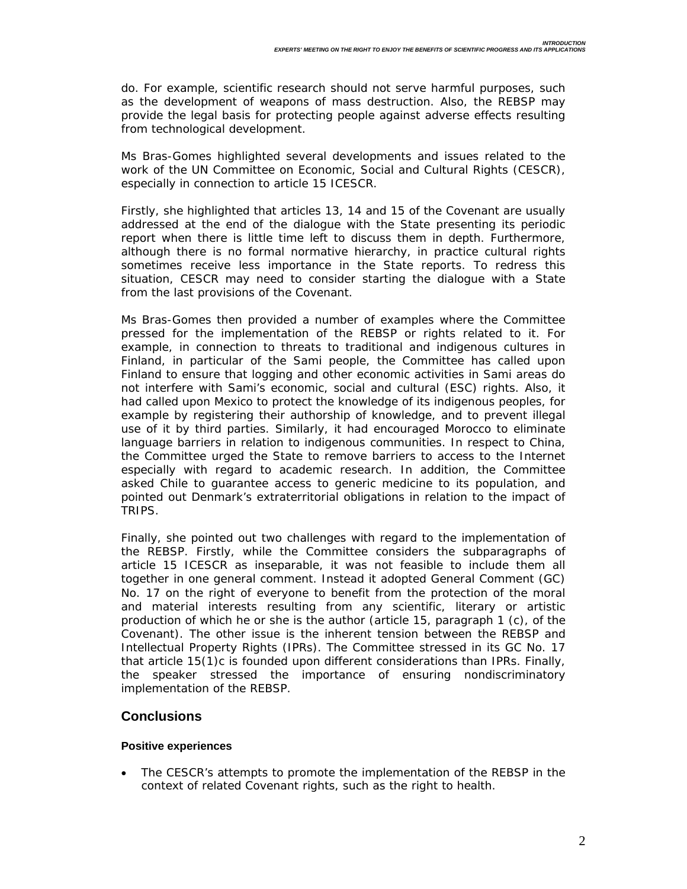do. For example, scientific research should not serve harmful purposes, such as the development of weapons of mass destruction. Also, the REBSP may provide the legal basis for protecting people against adverse effects resulting from technological development.

Ms Bras-Gomes highlighted several developments and issues related to the work of the UN Committee on Economic, Social and Cultural Rights (CESCR), especially in connection to article 15 ICESCR.

Firstly, she highlighted that articles 13, 14 and 15 of the Covenant are usually addressed at the end of the dialogue with the State presenting its periodic report when there is little time left to discuss them in depth. Furthermore, although there is no formal normative hierarchy, in practice cultural rights sometimes receive less importance in the State reports. To redress this situation, CESCR may need to consider starting the dialogue with a State from the last provisions of the Covenant.

Ms Bras-Gomes then provided a number of examples where the Committee pressed for the implementation of the REBSP or rights related to it. For example, in connection to threats to traditional and indigenous cultures in Finland, in particular of the Sami people, the Committee has called upon Finland to ensure that logging and other economic activities in Sami areas do not interfere with Sami's economic, social and cultural (ESC) rights. Also, it had called upon Mexico to protect the knowledge of its indigenous peoples, for example by registering their authorship of knowledge, and to prevent illegal use of it by third parties. Similarly, it had encouraged Morocco to eliminate language barriers in relation to indigenous communities. In respect to China, the Committee urged the State to remove barriers to access to the Internet especially with regard to academic research. In addition, the Committee asked Chile to guarantee access to generic medicine to its population, and pointed out Denmark's extraterritorial obligations in relation to the impact of TRIPS.

Finally, she pointed out two challenges with regard to the implementation of the REBSP. Firstly, while the Committee considers the subparagraphs of article 15 ICESCR as inseparable, it was not feasible to include them all together in one general comment. Instead it adopted General Comment (GC) No. 17 on the right of everyone to benefit from the protection of the moral and material interests resulting from any scientific, literary or artistic production of which he or she is the author (article 15, paragraph 1 (c), of the Covenant). The other issue is the inherent tension between the REBSP and Intellectual Property Rights (IPRs). The Committee stressed in its GC No. 17 that article 15(1)c is founded upon different considerations than IPRs. Finally, the speaker stressed the importance of ensuring nondiscriminatory implementation of the REBSP.

## Conclusions

### Positive experiences

- The CESCR's attempts to promote the implementation of the REBSP in the context of related Covenant rights, such as the right to health.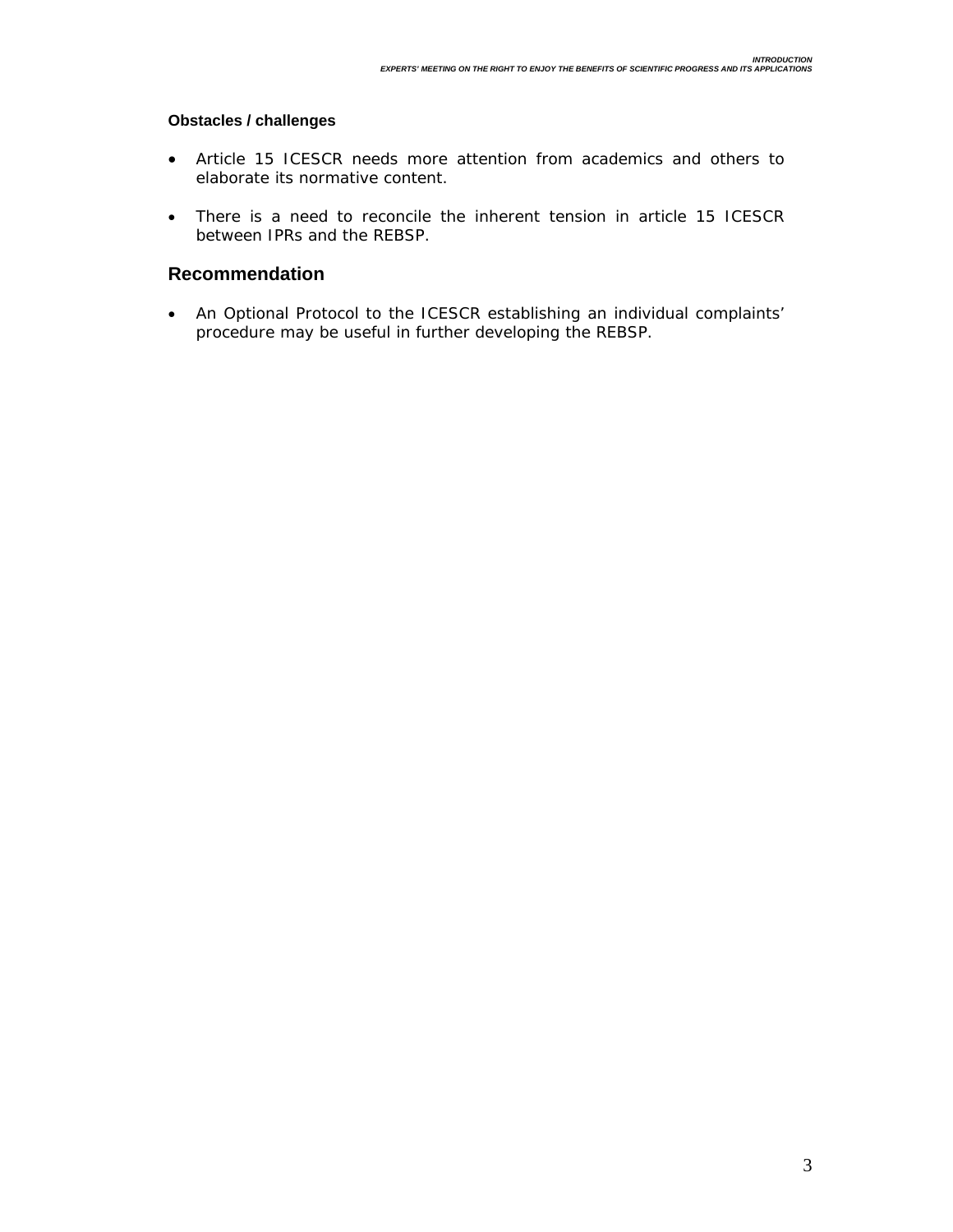#### Obstacles / challenges

- Article 15 ICESCR needs more attention from academics and others to elaborate its normative content.

- There is a need to reconcile the inherent tension in article 15 ICESCR between IPRs and the REBSP.

## Recommendation

- An Optional Protocol to the ICESCR establishing an individual complaints' procedure may be useful in further developing the REBSP.